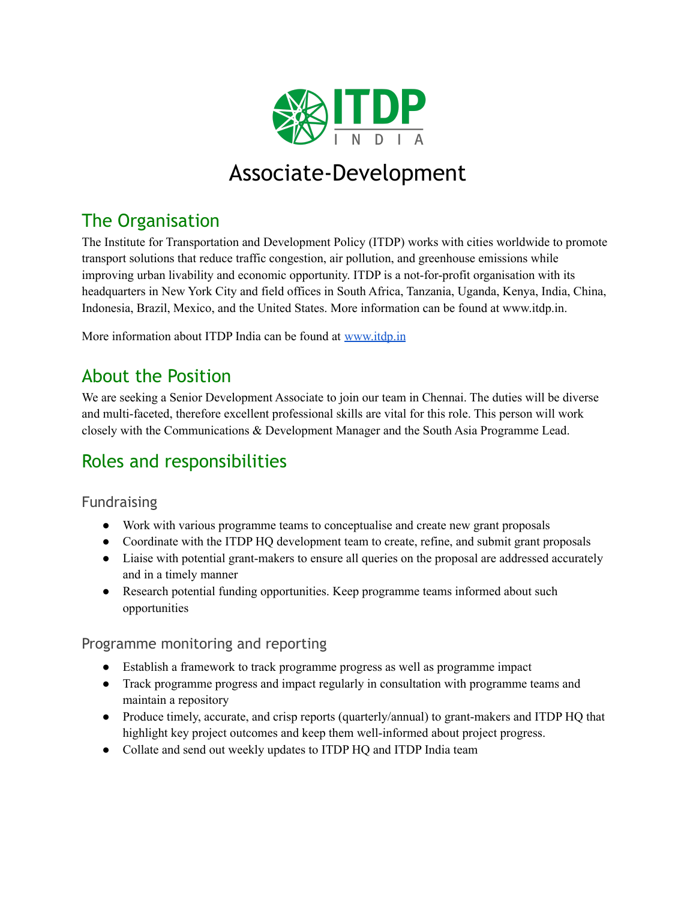# Associate-Development

## The Organisation

The Institute for Transportation and Development Policy (ITDP) works with cities worldwide to promote transport solutions that reduce traffic congestion, air pollution, and greenhouse emissions while improving urban livability and economic opportunity. ITDP is a not-for-profit organisation with its headquarters in New York City and field offices in South Africa, Tanzania, Uganda, Kenya, India, China, Indonesia, Brazil, Mexico, and the United States. More information can be found at www.itdp.in.

More information about ITDP India can be found at [www.itdp.in](http://www.itdp.in)

## About the Position

We are seeking a Senior Development Associate to join our team in Chennai. The duties will be diverse and multi-faceted, therefore excellent professional skills are vital for this role. This person will work closely with the Communications & Development Manager and the South Asia Programme Lead.

## Roles and responsibilities

### Fundraising

- Work with various programme teams to conceptualise and create new grant proposals
- Coordinate with the ITDP HQ development team to create, refine, and submit grant proposals
- Liaise with potential grant-makers to ensure all queries on the proposal are addressed accurately and in a timely manner
- Research potential funding opportunities. Keep programme teams informed about such opportunities

### Programme monitoring and reporting

- Establish a framework to track programme progress as well as programme impact
- Track programme progress and impact regularly in consultation with programme teams and maintain a repository
- Produce timely, accurate, and crisp reports (quarterly/annual) to grant-makers and ITDP HQ that highlight key project outcomes and keep them well-informed about project progress.
- Collate and send out weekly updates to ITDP HQ and ITDP India team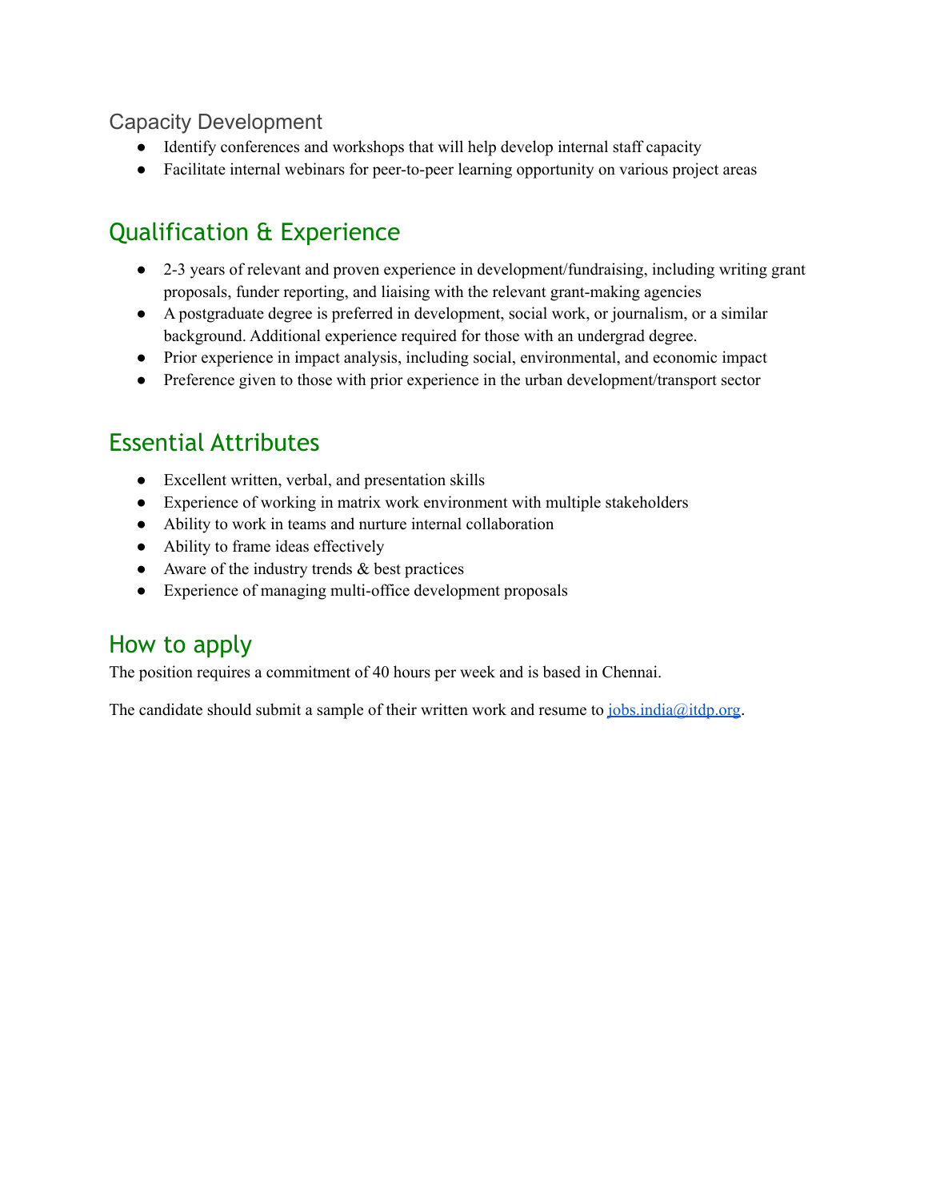### Capacity Development

- Identify conferences and workshops that will help develop internal staff capacity
- Facilitate internal webinars for peer-to-peer learning opportunity on various project areas

## Qualification & Experience

- 2-3 years of relevant and proven experience in development/fundraising, including writing grant proposals, funder reporting, and liaising with the relevant grant-making agencies
- A postgraduate degree is preferred in development, social work, or journalism, or a similar background. Additional experience required for those with an undergrad degree.
- Prior experience in impact analysis, including social, environmental, and economic impact
- Preference given to those with prior experience in the urban development/transport sector

## Essential Attributes

- Excellent written, verbal, and presentation skills
- Experience of working in matrix work environment with multiple stakeholders
- Ability to work in teams and nurture internal collaboration
- Ability to frame ideas effectively
- Aware of the industry trends & best practices
- Experience of managing multi-office development proposals

## How to apply

The position requires a commitment of 40 hours per week and is based in Chennai.

The candidate should submit a sample of their written work and resume to jobs.india@itdp.org.